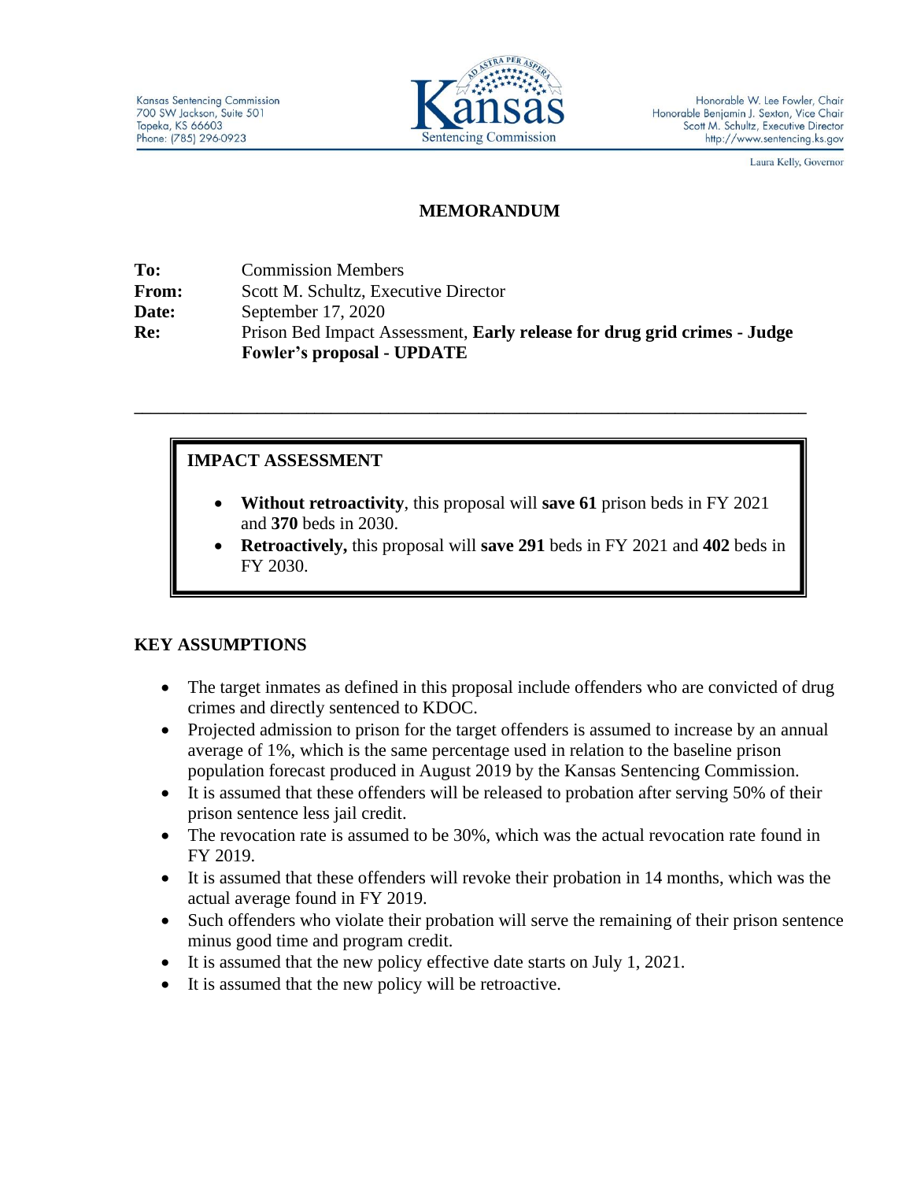Kansas Sentencing Commission
700 SW Jackson, Suite 501
Topeka, KS 66603
Phone: (785) 296-0923

Kansas Sentencing Commission

Honorable W. Lee Fowler, Chair
Honorable Benjamin J. Sexton, Vice Chair
Scott M. Schultz, Executive Director
http://www.sentencing.ks.gov

Laura Kelly, Governor

# MEMORANDUM

**To:** Commission Members
**From:** Scott M. Schultz, Executive Director
**Date:** September 17, 2020
**Re:** Prison Bed Impact Assessment, **Early release for drug grid crimes - Judge Fowler's proposal - UPDATE**

---

## IMPACT ASSESSMENT

- **Without retroactivity**, this proposal will **save 61** prison beds in FY 2021 and **370** beds in 2030.
- **Retroactively,** this proposal will **save 291** beds in FY 2021 and **402** beds in FY 2030.

## KEY ASSUMPTIONS

- The target inmates as defined in this proposal include offenders who are convicted of drug crimes and directly sentenced to KDOC.
- Projected admission to prison for the target offenders is assumed to increase by an annual average of 1%, which is the same percentage used in relation to the baseline prison population forecast produced in August 2019 by the Kansas Sentencing Commission.
- It is assumed that these offenders will be released to probation after serving 50% of their prison sentence less jail credit.
- The revocation rate is assumed to be 30%, which was the actual revocation rate found in FY 2019.
- It is assumed that these offenders will revoke their probation in 14 months, which was the actual average found in FY 2019.
- Such offenders who violate their probation will serve the remaining of their prison sentence minus good time and program credit.
- It is assumed that the new policy effective date starts on July 1, 2021.
- It is assumed that the new policy will be retroactive.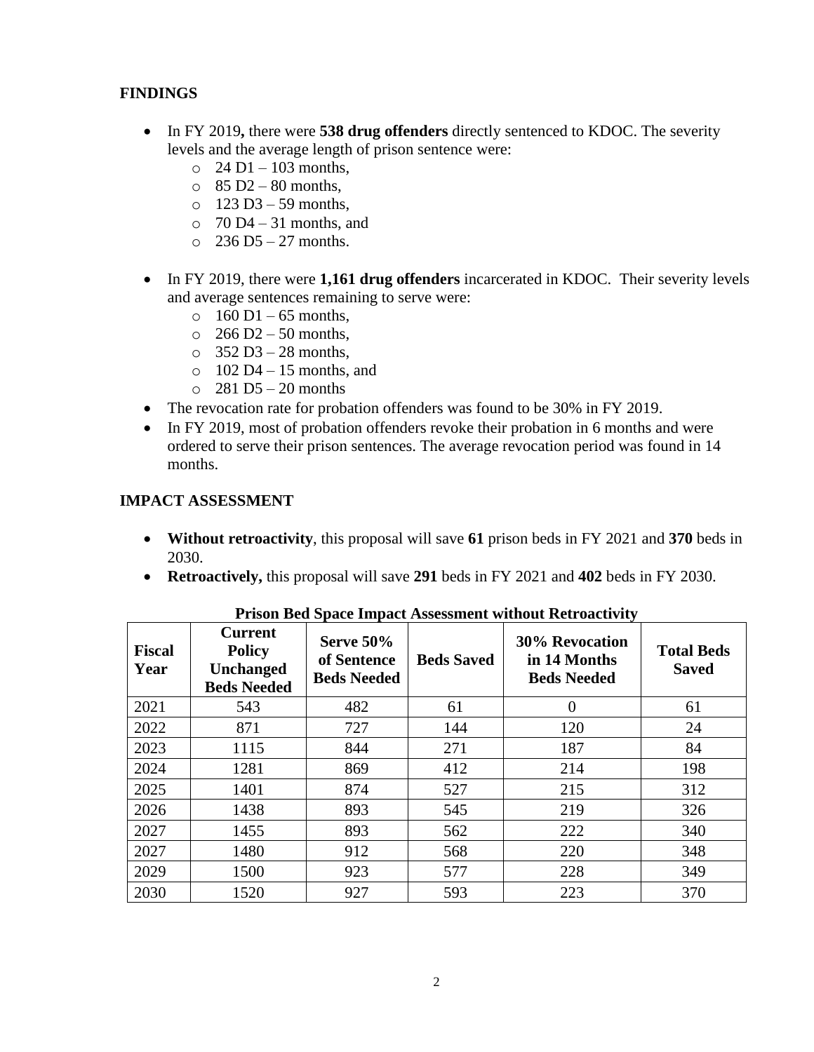## FINDINGS

- In FY 2019**,** there were **538 drug offenders** directly sentenced to KDOC. The severity levels and the average length of prison sentence were:
  - 24 D1 – 103 months,
  - 85 D2 – 80 months,
  - 123 D3 – 59 months,
  - 70 D4 – 31 months, and
  - 236 D5 – 27 months.

- In FY 2019, there were **1,161 drug offenders** incarcerated in KDOC. Their severity levels and average sentences remaining to serve were:
  - 160 D1 – 65 months,
  - 266 D2 – 50 months,
  - 352 D3 – 28 months,
  - 102 D4 – 15 months, and
  - 281 D5 – 20 months
- The revocation rate for probation offenders was found to be 30% in FY 2019.
- In FY 2019, most of probation offenders revoke their probation in 6 months and were ordered to serve their prison sentences. The average revocation period was found in 14 months.

## IMPACT ASSESSMENT

- **Without retroactivity**, this proposal will save **61** prison beds in FY 2021 and **370** beds in 2030.
- **Retroactively,** this proposal will save **291** beds in FY 2021 and **402** beds in FY 2030.

**Prison Bed Space Impact Assessment without Retroactivity**

| Fiscal Year | Current Policy Unchanged Beds Needed | Serve 50% of Sentence Beds Needed | Beds Saved | 30% Revocation in 14 Months Beds Needed | Total Beds Saved |
|---|---|---|---|---|---|
| 2021 | 543 | 482 | 61 | 0 | 61 |
| 2022 | 871 | 727 | 144 | 120 | 24 |
| 2023 | 1115 | 844 | 271 | 187 | 84 |
| 2024 | 1281 | 869 | 412 | 214 | 198 |
| 2025 | 1401 | 874 | 527 | 215 | 312 |
| 2026 | 1438 | 893 | 545 | 219 | 326 |
| 2027 | 1455 | 893 | 562 | 222 | 340 |
| 2027 | 1480 | 912 | 568 | 220 | 348 |
| 2029 | 1500 | 923 | 577 | 228 | 349 |
| 2030 | 1520 | 927 | 593 | 223 | 370 |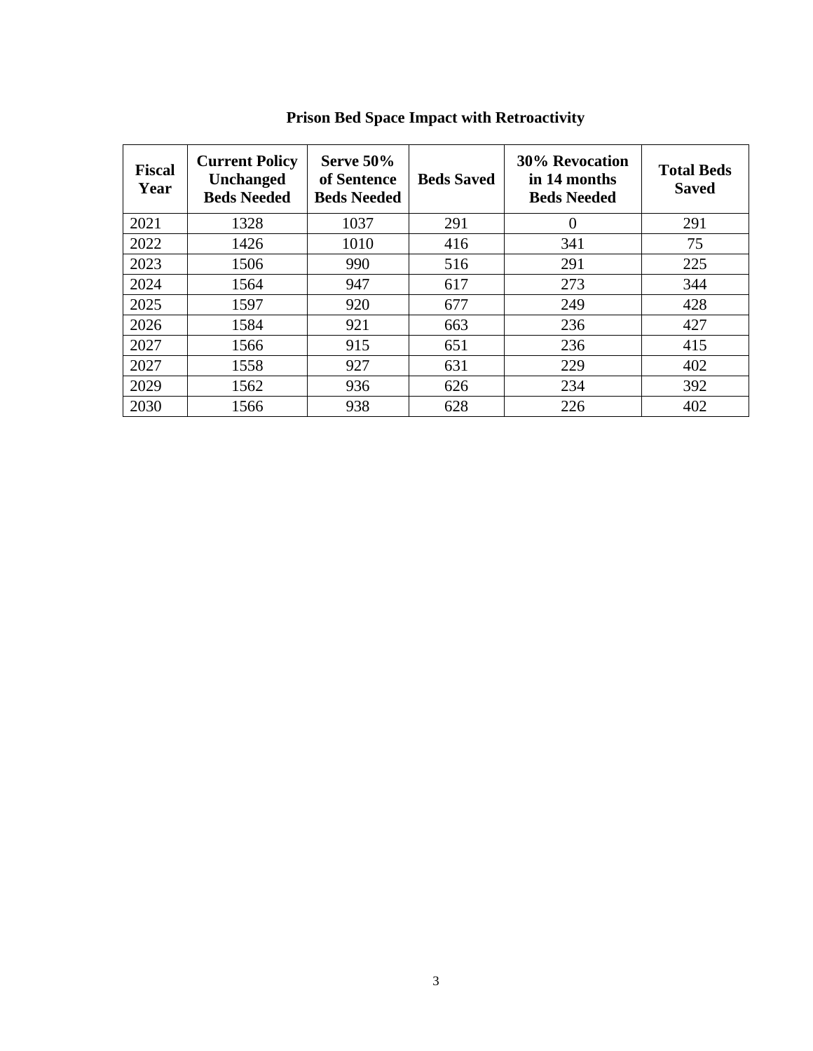**Prison Bed Space Impact with Retroactivity**

| Fiscal Year | Current Policy Unchanged Beds Needed | Serve 50% of Sentence Beds Needed | Beds Saved | 30% Revocation in 14 months Beds Needed | Total Beds Saved |
|---|---|---|---|---|---|
| 2021 | 1328 | 1037 | 291 | 0 | 291 |
| 2022 | 1426 | 1010 | 416 | 341 | 75 |
| 2023 | 1506 | 990 | 516 | 291 | 225 |
| 2024 | 1564 | 947 | 617 | 273 | 344 |
| 2025 | 1597 | 920 | 677 | 249 | 428 |
| 2026 | 1584 | 921 | 663 | 236 | 427 |
| 2027 | 1566 | 915 | 651 | 236 | 415 |
| 2027 | 1558 | 927 | 631 | 229 | 402 |
| 2029 | 1562 | 936 | 626 | 234 | 392 |
| 2030 | 1566 | 938 | 628 | 226 | 402 |